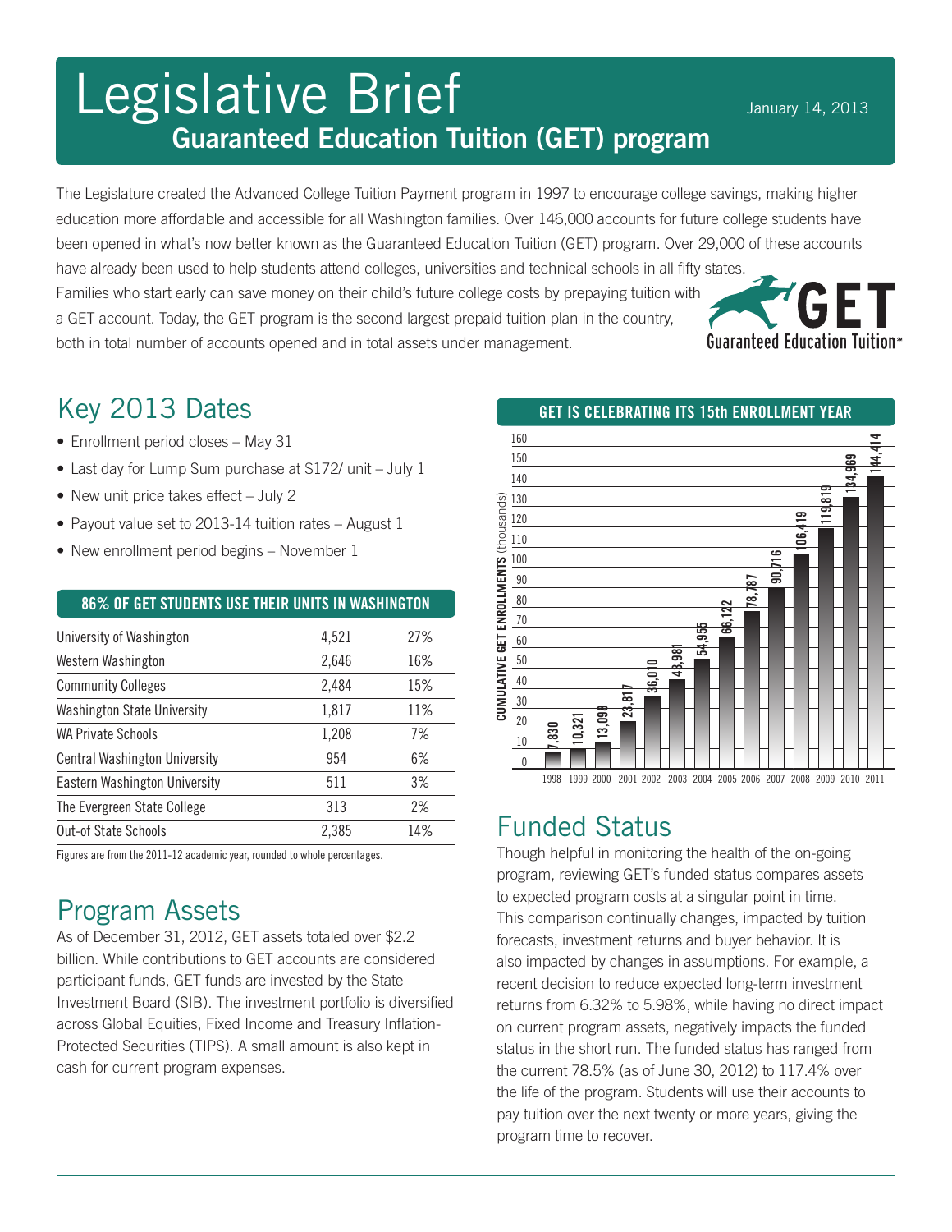# Legislative Brief

## Guaranteed Education Tuition (GET) program

January 14, 2013

The Legislature created the Advanced College Tuition Payment program in 1997 to encourage college savings, making higher education more affordable and accessible for all Washington families. Over 146,000 accounts for future college students have been opened in what's now better known as the Guaranteed Education Tuition (GET) program. Over 29,000 of these accounts have already been used to help students attend colleges, universities and technical schools in all fifty states. Families who start early can save money on their child's future college costs by prepaying tuition with a GET account. Today, the GET program is the second largest prepaid tuition plan in the country, both in total number of accounts opened and in total assets under management.

## Key 2013 Dates

- Enrollment period closes – May 31
- Last day for Lump Sum purchase at $172/ unit – July 1
- New unit price takes effect – July 2
- Payout value set to 2013-14 tuition rates – August 1
- New enrollment period begins – November 1

**86% OF GET STUDENTS USE THEIR UNITS IN WASHINGTON**

| School | Students | Percent |
|---|---|---|
| University of Washington | 4,521 | 27% |
| Western Washington | 2,646 | 16% |
| Community Colleges | 2,484 | 15% |
| Washington State University | 1,817 | 11% |
| WA Private Schools | 1,208 | 7% |
| Central Washington University | 954 | 6% |
| Eastern Washington University | 511 | 3% |
| The Evergreen State College | 313 | 2% |
| Out-of State Schools | 2,385 | 14% |

Figures are from the 2011-12 academic year, rounded to whole percentages.

## Program Assets

As of December 31, 2012, GET assets totaled over $2.2 billion. While contributions to GET accounts are considered participant funds, GET funds are invested by the State Investment Board (SIB). The investment portfolio is diversified across Global Equities, Fixed Income and Treasury Inflation-Protected Securities (TIPS). A small amount is also kept in cash for current program expenses.

**GET IS CELEBRATING ITS 15th ENROLLMENT YEAR**

CUMULATIVE GET ENROLLMENTS (thousands)

| Year | Cumulative Enrollments |
|---|---|
| 1998 | 7,830 |
| 1999 | 10,321 |
| 2000 | 13,098 |
| 2001 | 23,817 |
| 2002 | 36,010 |
| 2003 | 43,981 |
| 2004 | 54,955 |
| 2005 | 66,122 |
| 2006 | 78,787 |
| 2007 | 90,716 |
| 2008 | 106,419 |
| 2009 | 119,819 |
| 2010 | 134,969 |
| 2011 | 144,414 |

## Funded Status

Though helpful in monitoring the health of the on-going program, reviewing GET's funded status compares assets to expected program costs at a singular point in time. This comparison continually changes, impacted by tuition forecasts, investment returns and buyer behavior. It is also impacted by changes in assumptions. For example, a recent decision to reduce expected long-term investment returns from 6.32% to 5.98%, while having no direct impact on current program assets, negatively impacts the funded status in the short run. The funded status has ranged from the current 78.5% (as of June 30, 2012) to 117.4% over the life of the program. Students will use their accounts to pay tuition over the next twenty or more years, giving the program time to recover.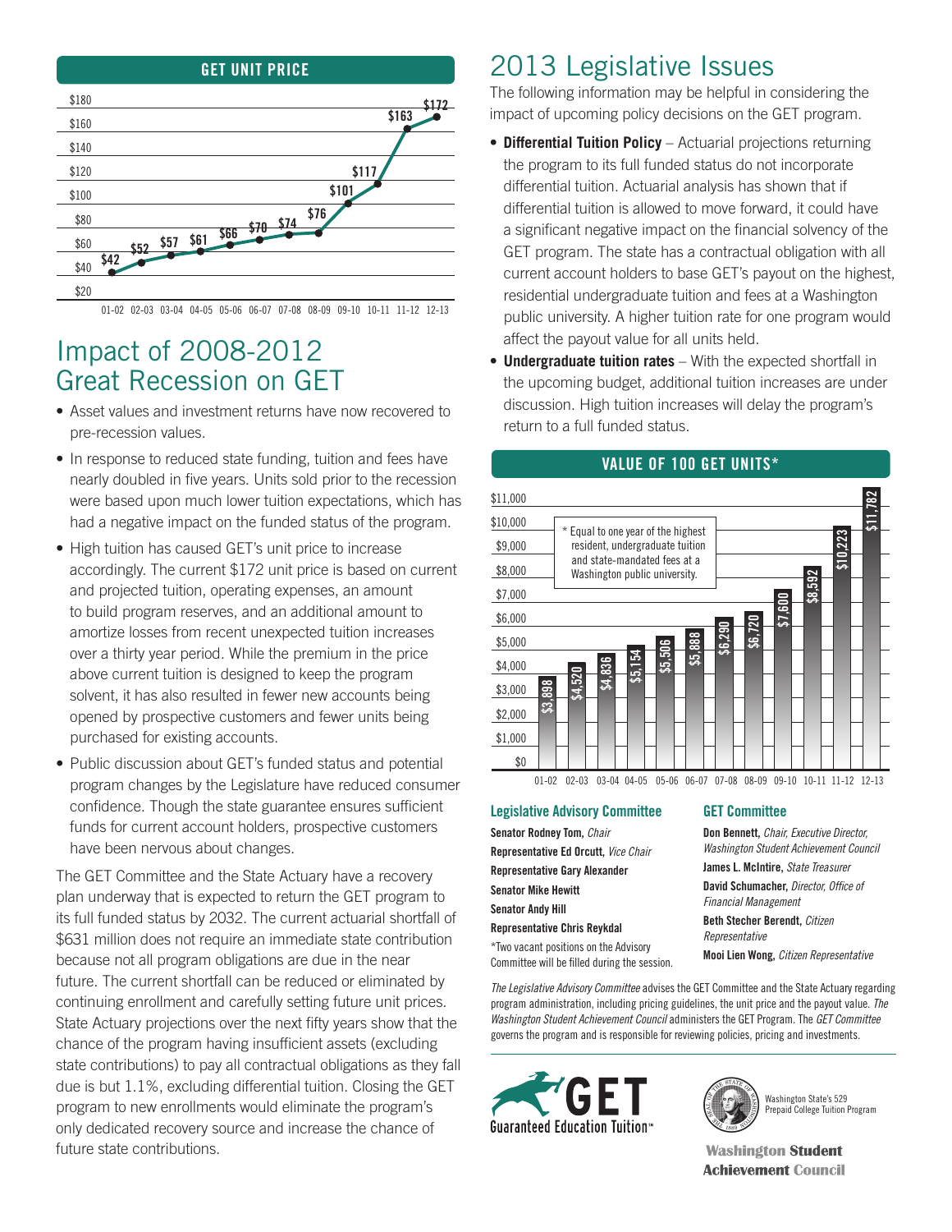## GET UNIT PRICE

$180
$160
$140
$120
$100
$80
$60
$40
$20

$42 $52 $57 $61 $66 $70 $74 $76 $101 $117 $163 $172

01-02 02-03 03-04 04-05 05-06 06-07 07-08 08-09 09-10 10-11 11-12 12-13

# Impact of 2008-2012 Great Recession on GET

- Asset values and investment returns have now recovered to pre-recession values.
- In response to reduced state funding, tuition and fees have nearly doubled in five years. Units sold prior to the recession were based upon much lower tuition expectations, which has had a negative impact on the funded status of the program.
- High tuition has caused GET's unit price to increase accordingly. The current $172 unit price is based on current and projected tuition, operating expenses, an amount to build program reserves, and an additional amount to amortize losses from recent unexpected tuition increases over a thirty year period. While the premium in the price above current tuition is designed to keep the program solvent, it has also resulted in fewer new accounts being opened by prospective customers and fewer units being purchased for existing accounts.
- Public discussion about GET's funded status and potential program changes by the Legislature have reduced consumer confidence. Though the state guarantee ensures sufficient funds for current account holders, prospective customers have been nervous about changes.

The GET Committee and the State Actuary have a recovery plan underway that is expected to return the GET program to its full funded status by 2032. The current actuarial shortfall of $631 million does not require an immediate state contribution because not all program obligations are due in the near future. The current shortfall can be reduced or eliminated by continuing enrollment and carefully setting future unit prices. State Actuary projections over the next fifty years show that the chance of the program having insufficient assets (excluding state contributions) to pay all contractual obligations as they fall due is but 1.1%, excluding differential tuition. Closing the GET program to new enrollments would eliminate the program's only dedicated recovery source and increase the chance of future state contributions.

# 2013 Legislative Issues

The following information may be helpful in considering the impact of upcoming policy decisions on the GET program.

- **Differential Tuition Policy** – Actuarial projections returning the program to its full funded status do not incorporate differential tuition. Actuarial analysis has shown that if differential tuition is allowed to move forward, it could have a significant negative impact on the financial solvency of the GET program. The state has a contractual obligation with all current account holders to base GET's payout on the highest, residential undergraduate tuition and fees at a Washington public university. A higher tuition rate for one program would affect the payout value for all units held.
- **Undergraduate tuition rates** – With the expected shortfall in the upcoming budget, additional tuition increases are under discussion. High tuition increases will delay the program's return to a full funded status.

## VALUE OF 100 GET UNITS*

$11,000
$10,000
$9,000
$8,000
$7,000
$6,000
$5,000
$4,000
$3,000
$2,000
$1,000
$0

$3,898 $4,520 $4,836 $5,154 $5,506 $5,888 $6,290 $6,720 $7,600 $8,592 $10,223 $11,782

01-02 02-03 03-04 04-05 05-06 06-07 07-08 08-09 09-10 10-11 11-12 12-13

\* Equal to one year of the highest resident, undergraduate tuition and state-mandated fees at a Washington public university.

### Legislative Advisory Committee

**Senator Rodney Tom**, *Chair*
**Representative Ed Orcutt**, *Vice Chair*
**Representative Gary Alexander**
**Senator Mike Hewitt**
**Senator Andy Hill**
**Representative Chris Reykdal**
*Two vacant positions on the Advisory Committee will be filled during the session.

### GET Committee

**Don Bennett**, *Chair, Executive Director, Washington Student Achievement Council*
**James L. McIntire**, *State Treasurer*
**David Schumacher**, *Director, Office of Financial Management*
**Beth Stecher Berendt**, *Citizen Representative*
**Mooi Lien Wong**, *Citizen Representative*

*The Legislative Advisory Committee* advises the GET Committee and the State Actuary regarding program administration, including pricing guidelines, the unit price and the payout value. *The Washington Student Achievement Council* administers the GET Program. The *GET Committee* governs the program and is responsible for reviewing policies, pricing and investments.

GET Guaranteed Education Tuition™

Washington State's 529 Prepaid College Tuition Program

Washington Student Achievement Council